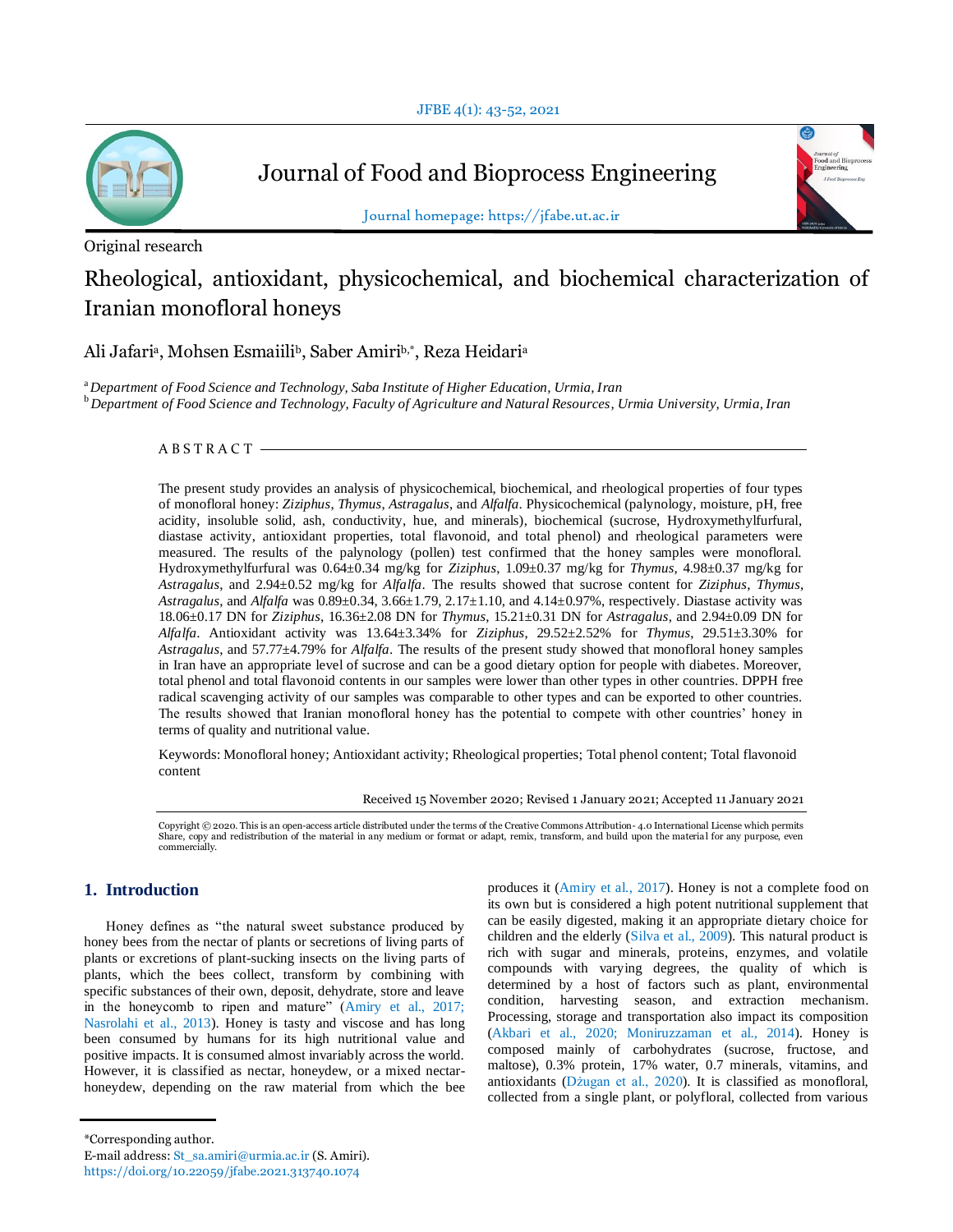Journal of Food and Bioprocess Engineering

Journal homepage: https://jfabe.ut.ac.ir

Original research

# Rheological, antioxidant, physicochemical, and biochemical characterization of Iranian monofloral honeys

Ali Jafari[a], Mohsen Esmaiili[b], Saber Amiri[b,*], Reza Heidari[a]

[a] *Department of Food Science and Technology, Saba Institute of Higher Education, Urmia, Iran*
[b] *Department of Food Science and Technology, Faculty of Agriculture and Natural Resources, Urmia University, Urmia, Iran*

## ABSTRACT

The present study provides an analysis of physicochemical, biochemical, and rheological properties of four types of monofloral honey: *Ziziphus*, *Thymus*, *Astragalus*, and *Alfalfa*. Physicochemical (palynology, moisture, pH, free acidity, insoluble solid, ash, conductivity, hue, and minerals), biochemical (sucrose, Hydroxymethylfurfural, diastase activity, antioxidant properties, total flavonoid, and total phenol) and rheological parameters were measured. The results of the palynology (pollen) test confirmed that the honey samples were monofloral. Hydroxymethylfurfural was 0.64±0.34 mg/kg for *Ziziphus*, 1.09±0.37 mg/kg for *Thymus*, 4.98±0.37 mg/kg for *Astragalus*, and 2.94±0.52 mg/kg for *Alfalfa*. The results showed that sucrose content for *Ziziphus*, *Thymus*, *Astragalus*, and *Alfalfa* was 0.89±0.34, 3.66±1.79, 2.17±1.10, and 4.14±0.97%, respectively. Diastase activity was 18.06±0.17 DN for *Ziziphus*, 16.36±2.08 DN for *Thymus*, 15.21±0.31 DN for *Astragalus*, and 2.94±0.09 DN for *Alfalfa*. Antioxidant activity was 13.64±3.34% for *Ziziphus*, 29.52±2.52% for *Thymus*, 29.51±3.30% for *Astragalus*, and 57.77±4.79% for *Alfalfa*. The results of the present study showed that monofloral honey samples in Iran have an appropriate level of sucrose and can be a good dietary option for people with diabetes. Moreover, total phenol and total flavonoid contents in our samples were lower than other types in other countries. DPPH free radical scavenging activity of our samples was comparable to other types and can be exported to other countries. The results showed that Iranian monofloral honey has the potential to compete with other countries' honey in terms of quality and nutritional value.

Keywords: Monofloral honey; Antioxidant activity; Rheological properties; Total phenol content; Total flavonoid content

Received 15 November 2020; Revised 1 January 2021; Accepted 11 January 2021

Copyright © 2020. This is an open-access article distributed under the terms of the Creative Commons Attribution- 4.0 International License which permits Share, copy and redistribution of the material in any medium or format or adapt, remix, transform, and build upon the material for any purpose, even commercially.

## 1. Introduction

Honey defines as "the natural sweet substance produced by honey bees from the nectar of plants or secretions of living parts of plants or excretions of plant-sucking insects on the living parts of plants, which the bees collect, transform by combining with specific substances of their own, deposit, dehydrate, store and leave in the honeycomb to ripen and mature" (Amiry et al., 2017; Nasrolahi et al., 2013). Honey is tasty and viscose and has long been consumed by humans for its high nutritional value and positive impacts. It is consumed almost invariably across the world. However, it is classified as nectar, honeydew, or a mixed nectar-honeydew, depending on the raw material from which the bee produces it (Amiry et al., 2017). Honey is not a complete food on its own but is considered a high potent nutritional supplement that can be easily digested, making it an appropriate dietary choice for children and the elderly (Silva et al., 2009). This natural product is rich with sugar and minerals, proteins, enzymes, and volatile compounds with varying degrees, the quality of which is determined by a host of factors such as plant, environmental condition, harvesting season, and extraction mechanism. Processing, storage and transportation also impact its composition (Akbari et al., 2020; Moniruzzaman et al., 2014). Honey is composed mainly of carbohydrates (sucrose, fructose, and maltose), 0.3% protein, 17% water, 0.7 minerals, vitamins, and antioxidants (Dżugan et al., 2020). It is classified as monofloral, collected from a single plant, or polyfloral, collected from various

*Corresponding author.
E-mail address: St_sa.amiri@urmia.ac.ir (S. Amiri).
https://doi.org/10.22059/jfabe.2021.313740.1074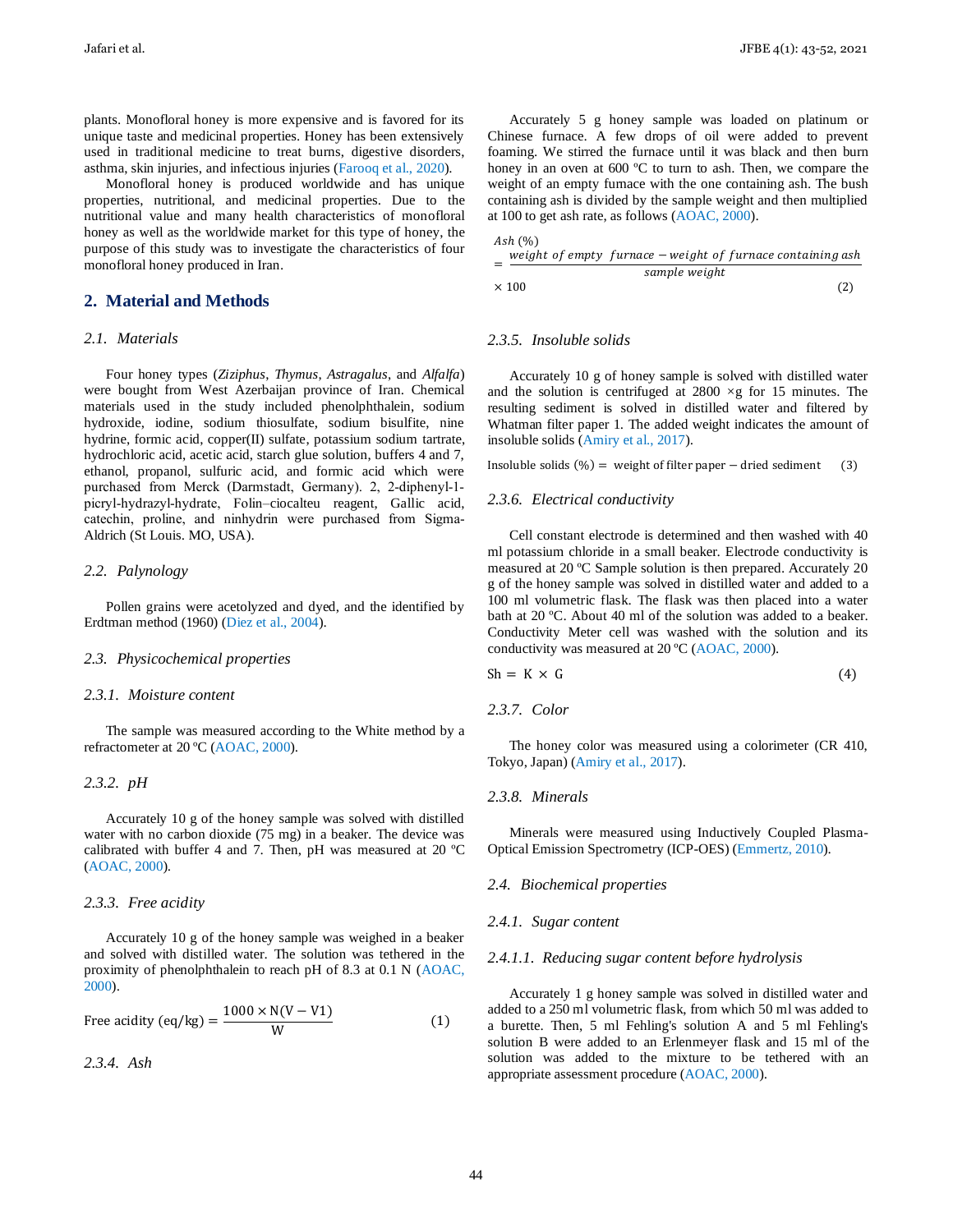plants. Monofloral honey is more expensive and is favored for its unique taste and medicinal properties. Honey has been extensively used in traditional medicine to treat burns, digestive disorders, asthma, skin injuries, and infectious injuries (Farooq et al., 2020).

Monofloral honey is produced worldwide and has unique properties, nutritional, and medicinal properties. Due to the nutritional value and many health characteristics of monofloral honey as well as the worldwide market for this type of honey, the purpose of this study was to investigate the characteristics of four monofloral honey produced in Iran.

## 2. Material and Methods

### 2.1. Materials

Four honey types (*Ziziphus*, *Thymus*, *Astragalus*, and *Alfalfa*) were bought from West Azerbaijan province of Iran. Chemical materials used in the study included phenolphthalein, sodium hydroxide, iodine, sodium thiosulfate, sodium bisulfite, nine hydrine, formic acid, copper(II) sulfate, potassium sodium tartrate, hydrochloric acid, acetic acid, starch glue solution, buffers 4 and 7, ethanol, propanol, sulfuric acid, and formic acid which were purchased from Merck (Darmstadt, Germany). 2, 2-diphenyl-1-picryl-hydrazyl-hydrate, Folin–ciocalteu reagent, Gallic acid, catechin, proline, and ninhydrin were purchased from Sigma-Aldrich (St Louis. MO, USA).

### 2.2. Palynology

Pollen grains were acetolyzed and dyed, and the identified by Erdtman method (1960) (Diez et al., 2004).

### 2.3. Physicochemical properties

#### 2.3.1. Moisture content

The sample was measured according to the White method by a refractometer at 20 ºC (AOAC, 2000).

#### 2.3.2. pH

Accurately 10 g of the honey sample was solved with distilled water with no carbon dioxide (75 mg) in a beaker. The device was calibrated with buffer 4 and 7. Then, pH was measured at 20 ºC (AOAC, 2000).

#### 2.3.3. Free acidity

Accurately 10 g of the honey sample was weighed in a beaker and solved with distilled water. The solution was tethered in the proximity of phenolphthalein to reach pH of 8.3 at 0.1 N (AOAC, 2000).

$$\text{Free acidity (eq/kg)} = \frac{1000 \times \text{N}(\text{V} - \text{V1})}{\text{W}} \qquad (1)$$

#### 2.3.4. Ash

Accurately 5 g honey sample was loaded on platinum or Chinese furnace. A few drops of oil were added to prevent foaming. We stirred the furnace until it was black and then burn honey in an oven at 600 ºC to turn to ash. Then, we compare the weight of an empty furnace with the one containing ash. The bush containing ash is divided by the sample weight and then multiplied at 100 to get ash rate, as follows (AOAC, 2000).

$$Ash\ (\%) = \frac{weight\ of\ empty\ \ furnace - weight\ of\ furnace\ containing\ ash}{sample\ weight} \times 100 \qquad (2)$$

#### 2.3.5. Insoluble solids

Accurately 10 g of honey sample is solved with distilled water and the solution is centrifuged at 2800 ×g for 15 minutes. The resulting sediment is solved in distilled water and filtered by Whatman filter paper 1. The added weight indicates the amount of insoluble solids (Amiry et al., 2017).

$$\text{Insoluble solids (\%)} = \text{ weight of filter paper} - \text{dried sediment} \qquad (3)$$

#### 2.3.6. Electrical conductivity

Cell constant electrode is determined and then washed with 40 ml potassium chloride in a small beaker. Electrode conductivity is measured at 20 ºC Sample solution is then prepared. Accurately 20 g of the honey sample was solved in distilled water and added to a 100 ml volumetric flask. The flask was then placed into a water bath at 20 ºC. About 40 ml of the solution was added to a beaker. Conductivity Meter cell was washed with the solution and its conductivity was measured at 20 ºC (AOAC, 2000).

$$\text{Sh} = \text{K} \times \text{G} \qquad (4)$$

#### 2.3.7. Color

The honey color was measured using a colorimeter (CR 410, Tokyo, Japan) (Amiry et al., 2017).

#### 2.3.8. Minerals

Minerals were measured using Inductively Coupled Plasma-Optical Emission Spectrometry (ICP-OES) (Emmertz, 2010).

### 2.4. Biochemical properties

#### 2.4.1. Sugar content

##### 2.4.1.1. Reducing sugar content before hydrolysis

Accurately 1 g honey sample was solved in distilled water and added to a 250 ml volumetric flask, from which 50 ml was added to a burette. Then, 5 ml Fehling's solution A and 5 ml Fehling's solution B were added to an Erlenmeyer flask and 15 ml of the solution was added to the mixture to be tethered with an appropriate assessment procedure (AOAC, 2000).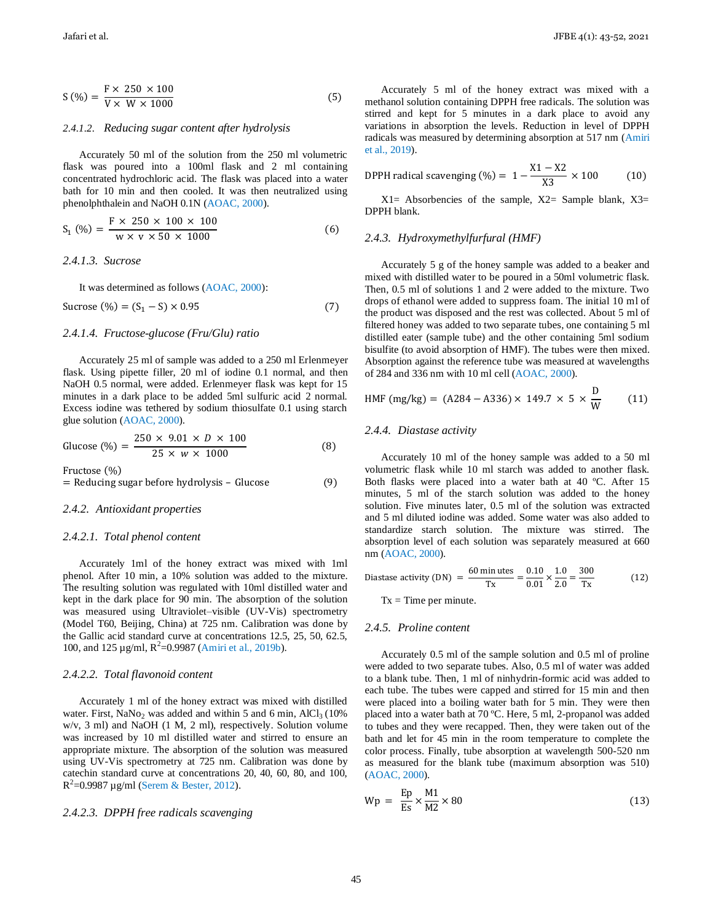$$S\ (\%) = \frac{F \times 250 \times 100}{V \times W \times 1000} \quad (5)$$

#### 2.4.1.2. *Reducing sugar content after hydrolysis*

Accurately 50 ml of the solution from the 250 ml volumetric flask was poured into a 100ml flask and 2 ml containing concentrated hydrochloric acid. The flask was placed into a water bath for 10 min and then cooled. It was then neutralized using phenolphthalein and NaOH 0.1N (AOAC, 2000).

$$S_1\ (\%) = \frac{F \times 250 \times 100 \times 100}{w \times v \times 50 \times 1000} \quad (6)$$

#### 2.4.1.3. *Sucrose*

It was determined as follows (AOAC, 2000):

$$\text{Sucrose}\ (\%) = (S_1 - S) \times 0.95 \quad (7)$$

#### 2.4.1.4. *Fructose-glucose (Fru/Glu) ratio*

Accurately 25 ml of sample was added to a 250 ml Erlenmeyer flask. Using pipette filler, 20 ml of iodine 0.1 normal, and then NaOH 0.5 normal, were added. Erlenmeyer flask was kept for 15 minutes in a dark place to be added 5ml sulfuric acid 2 normal. Excess iodine was tethered by sodium thiosulfate 0.1 using starch glue solution (AOAC, 2000).

$$\text{Glucose}\ (\%) = \frac{250 \times 9.01 \times D \times 100}{25 \times w \times 1000} \quad (8)$$

$$\text{Fructose}\ (\%) = \text{Reducing sugar before hydrolysis} - \text{Glucose} \quad (9)$$

### 2.4.2. *Antioxidant properties*

#### 2.4.2.1. *Total phenol content*

Accurately 1ml of the honey extract was mixed with 1ml phenol. After 10 min, a 10% solution was added to the mixture. The resulting solution was regulated with 10ml distilled water and kept in the dark place for 90 min. The absorption of the solution was measured using Ultraviolet–visible (UV-Vis) spectrometry (Model T60, Beijing, China) at 725 nm. Calibration was done by the Gallic acid standard curve at concentrations 12.5, 25, 50, 62.5, 100, and 125 µg/ml, $R^2$=0.9987 (Amiri et al., 2019b).

#### 2.4.2.2. *Total flavonoid content*

Accurately 1 ml of the honey extract was mixed with distilled water. First, $NaNo_2$ was added and within 5 and 6 min, $AlCl_3$ (10% w/v, 3 ml) and NaOH (1 M, 2 ml), respectively. Solution volume was increased by 10 ml distilled water and stirred to ensure an appropriate mixture. The absorption of the solution was measured using UV-Vis spectrometry at 725 nm. Calibration was done by catechin standard curve at concentrations 20, 40, 60, 80, and 100, $R^2$=0.9987 µg/ml (Serem & Bester, 2012).

#### 2.4.2.3. *DPPH free radicals scavenging*

Accurately 5 ml of the honey extract was mixed with a methanol solution containing DPPH free radicals. The solution was stirred and kept for 5 minutes in a dark place to avoid any variations in absorption the levels. Reduction in level of DPPH radicals was measured by determining absorption at 517 nm (Amiri et al., 2019).

$$\text{DPPH radical scavenging}\ (\%) = 1 - \frac{X1 - X2}{X3} \times 100 \quad (10)$$

X1= Absorbencies of the sample, X2= Sample blank, X3= DPPH blank.

### 2.4.3. *Hydroxymethylfurfural (HMF)*

Accurately 5 g of the honey sample was added to a beaker and mixed with distilled water to be poured in a 50ml volumetric flask. Then, 0.5 ml of solutions 1 and 2 were added to the mixture. Two drops of ethanol were added to suppress foam. The initial 10 ml of the product was disposed and the rest was collected. About 5 ml of filtered honey was added to two separate tubes, one containing 5 ml distilled eater (sample tube) and the other containing 5ml sodium bisulfite (to avoid absorption of HMF). The tubes were then mixed. Absorption against the reference tube was measured at wavelengths of 284 and 336 nm with 10 ml cell (AOAC, 2000).

$$\text{HMF (mg/kg)} = (A284 - A336) \times 149.7 \times 5 \times \frac{D}{W} \quad (11)$$

### 2.4.4. *Diastase activity*

Accurately 10 ml of the honey sample was added to a 50 ml volumetric flask while 10 ml starch was added to another flask. Both flasks were placed into a water bath at 40 ºC. After 15 minutes, 5 ml of the starch solution was added to the honey solution. Five minutes later, 0.5 ml of the solution was extracted and 5 ml diluted iodine was added. Some water was also added to standardize starch solution. The mixture was stirred. The absorption level of each solution was separately measured at 660 nm (AOAC, 2000).

$$\text{Diastase activity (DN)} = \frac{60\ \text{min utes}}{Tx} = \frac{0.10}{0.01} \times \frac{1.0}{2.0} = \frac{300}{Tx} \quad (12)$$

Tx = Time per minute.

### 2.4.5. *Proline content*

Accurately 0.5 ml of the sample solution and 0.5 ml of proline were added to two separate tubes. Also, 0.5 ml of water was added to a blank tube. Then, 1 ml of ninhydrin-formic acid was added to each tube. The tubes were capped and stirred for 15 min and then were placed into a boiling water bath for 5 min. They were then placed into a water bath at 70 ºC. Here, 5 ml, 2-propanol was added to tubes and they were recapped. Then, they were taken out of the bath and let for 45 min in the room temperature to complete the color process. Finally, tube absorption at wavelength 500-520 nm as measured for the blank tube (maximum absorption was 510) (AOAC, 2000).

$$Wp = \frac{Ep}{Es} \times \frac{M1}{M2} \times 80 \quad (13)$$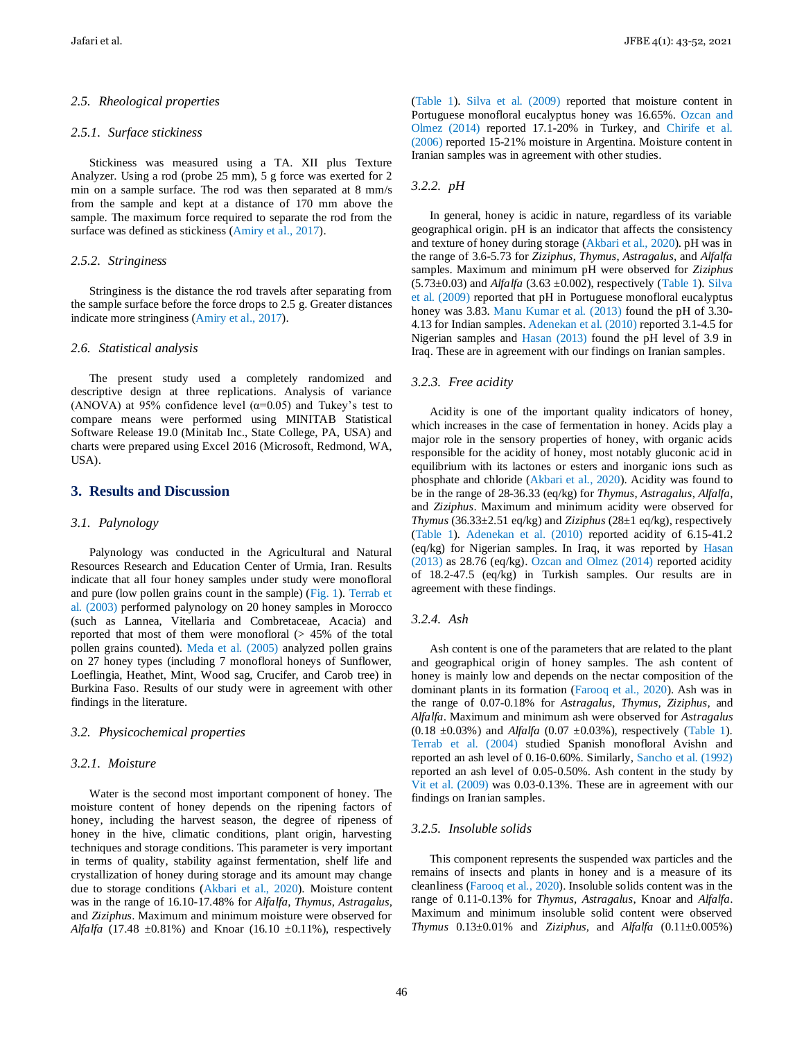### 2.5. Rheological properties

#### 2.5.1. Surface stickiness

Stickiness was measured using a TA. XII plus Texture Analyzer. Using a rod (probe 25 mm), 5 g force was exerted for 2 min on a sample surface. The rod was then separated at 8 mm/s from the sample and kept at a distance of 170 mm above the sample. The maximum force required to separate the rod from the surface was defined as stickiness (Amiry et al., 2017).

#### 2.5.2. Stringiness

Stringiness is the distance the rod travels after separating from the sample surface before the force drops to 2.5 g. Greater distances indicate more stringiness (Amiry et al., 2017).

### 2.6. Statistical analysis

The present study used a completely randomized and descriptive design at three replications. Analysis of variance (ANOVA) at 95% confidence level ($\alpha$=0.05) and Tukey's test to compare means were performed using MINITAB Statistical Software Release 19.0 (Minitab Inc., State College, PA, USA) and charts were prepared using Excel 2016 (Microsoft, Redmond, WA, USA).

## 3. Results and Discussion

### 3.1. Palynology

Palynology was conducted in the Agricultural and Natural Resources Research and Education Center of Urmia, Iran. Results indicate that all four honey samples under study were monofloral and pure (low pollen grains count in the sample) (Fig. 1). Terrab et al. (2003) performed palynology on 20 honey samples in Morocco (such as Lannea, Vitellaria and Combretaceae, Acacia) and reported that most of them were monofloral (> 45% of the total pollen grains counted). Meda et al. (2005) analyzed pollen grains on 27 honey types (including 7 monofloral honeys of Sunflower, Loeflingia, Heathet, Mint, Wood sag, Crucifer, and Carob tree) in Burkina Faso. Results of our study were in agreement with other findings in the literature.

### 3.2. Physicochemical properties

#### 3.2.1. Moisture

Water is the second most important component of honey. The moisture content of honey depends on the ripening factors of honey, including the harvest season, the degree of ripeness of honey in the hive, climatic conditions, plant origin, harvesting techniques and storage conditions. This parameter is very important in terms of quality, stability against fermentation, shelf life and crystallization of honey during storage and its amount may change due to storage conditions (Akbari et al., 2020). Moisture content was in the range of 16.10-17.48% for *Alfalfa*, *Thymus*, *Astragalus*, and *Ziziphus*. Maximum and minimum moisture were observed for *Alfalfa* (17.48 ±0.81%) and Knoar (16.10 ±0.11%), respectively (Table 1). Silva et al. (2009) reported that moisture content in Portuguese monofloral eucalyptus honey was 16.65%. Ozcan and Olmez (2014) reported 17.1-20% in Turkey, and Chirife et al. (2006) reported 15-21% moisture in Argentina. Moisture content in Iranian samples was in agreement with other studies.

#### 3.2.2. pH

In general, honey is acidic in nature, regardless of its variable geographical origin. pH is an indicator that affects the consistency and texture of honey during storage (Akbari et al., 2020). pH was in the range of 3.6-5.73 for *Ziziphus*, *Thymus*, *Astragalus*, and *Alfalfa* samples. Maximum and minimum pH were observed for *Ziziphus* (5.73±0.03) and *Alfalfa* (3.63 ±0.002), respectively (Table 1). Silva et al. (2009) reported that pH in Portuguese monofloral eucalyptus honey was 3.83. Manu Kumar et al. (2013) found the pH of 3.30-4.13 for Indian samples. Adenekan et al. (2010) reported 3.1-4.5 for Nigerian samples and Hasan (2013) found the pH level of 3.9 in Iraq. These are in agreement with our findings on Iranian samples.

#### 3.2.3. Free acidity

Acidity is one of the important quality indicators of honey, which increases in the case of fermentation in honey. Acids play a major role in the sensory properties of honey, with organic acids responsible for the acidity of honey, most notably gluconic acid in equilibrium with its lactones or esters and inorganic ions such as phosphate and chloride (Akbari et al., 2020). Acidity was found to be in the range of 28-36.33 (eq/kg) for *Thymus*, *Astragalus*, *Alfalfa*, and *Ziziphus*. Maximum and minimum acidity were observed for *Thymus* (36.33±2.51 eq/kg) and *Ziziphus* (28±1 eq/kg), respectively (Table 1). Adenekan et al. (2010) reported acidity of 6.15-41.2 (eq/kg) for Nigerian samples. In Iraq, it was reported by Hasan (2013) as 28.76 (eq/kg). Ozcan and Olmez (2014) reported acidity of 18.2-47.5 (eq/kg) in Turkish samples. Our results are in agreement with these findings.

#### 3.2.4. Ash

Ash content is one of the parameters that are related to the plant and geographical origin of honey samples. The ash content of honey is mainly low and depends on the nectar composition of the dominant plants in its formation (Farooq et al., 2020). Ash was in the range of 0.07-0.18% for *Astragalus*, *Thymus*, *Ziziphus*, and *Alfalfa*. Maximum and minimum ash were observed for *Astragalus* (0.18 ±0.03%) and *Alfalfa* (0.07 ±0.03%), respectively (Table 1). Terrab et al. (2004) studied Spanish monofloral Avishn and reported an ash level of 0.16-0.60%. Similarly, Sancho et al. (1992) reported an ash level of 0.05-0.50%. Ash content in the study by Vit et al. (2009) was 0.03-0.13%. These are in agreement with our findings on Iranian samples.

#### 3.2.5. Insoluble solids

This component represents the suspended wax particles and the remains of insects and plants in honey and is a measure of its cleanliness (Farooq et al., 2020). Insoluble solids content was in the range of 0.11-0.13% for *Thymus*, *Astragalus*, Knoar and *Alfalfa*. Maximum and minimum insoluble solid content were observed *Thymus* 0.13±0.01% and *Ziziphus*, and *Alfalfa* (0.11±0.005%)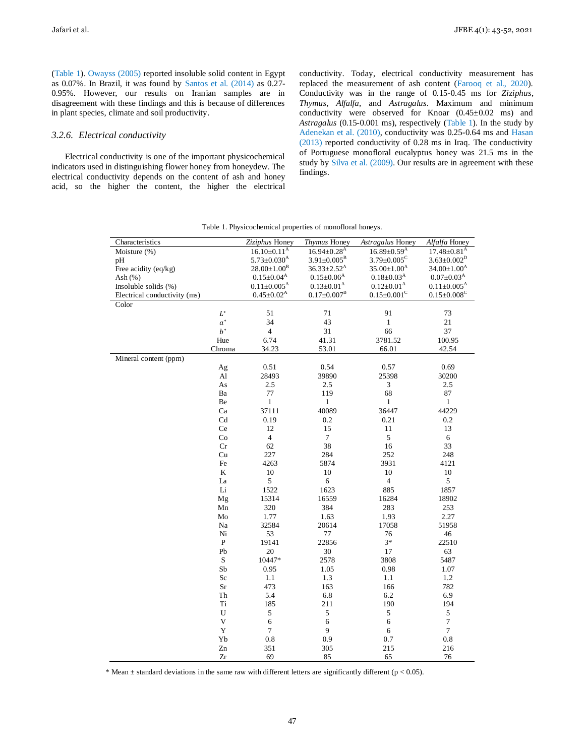(Table 1). Owayss (2005) reported insoluble solid content in Egypt as 0.07%. In Brazil, it was found by Santos et al. (2014) as 0.27-0.95%. However, our results on Iranian samples are in disagreement with these findings and this is because of differences in plant species, climate and soil productivity.

### 3.2.6. Electrical conductivity

Electrical conductivity is one of the important physicochemical indicators used in distinguishing flower honey from honeydew. The electrical conductivity depends on the content of ash and honey acid, so the higher the content, the higher the electrical conductivity. Today, electrical conductivity measurement has replaced the measurement of ash content (Farooq et al., 2020). Conductivity was in the range of 0.15-0.45 ms for *Ziziphus*, *Thymus*, *Alfalfa*, and *Astragalus*. Maximum and minimum conductivity were observed for Knoar (0.45±0.02 ms) and *Astragalus* (0.15-0.001 ms), respectively (Table 1). In the study by Adenekan et al. (2010), conductivity was 0.25-0.64 ms and Hasan (2013) reported conductivity of 0.28 ms in Iraq. The conductivity of Portuguese monofloral eucalyptus honey was 21.5 ms in the study by Silva et al. (2009). Our results are in agreement with these findings.

Table 1. Physicochemical properties of monofloral honeys.

| Characteristics | | *Ziziphus* Honey | *Thymus* Honey | *Astragalus* Honey | *Alfalfa* Honey |
|---|---|---|---|---|---|
| Moisture (%) | | 16.10±0.11[A] | 16.94±0.28[A] | 16.89±0.59[A] | 17.48±0.81[A] |
| pH | | 5.73±0.030[A] | 3.91±0.005[B] | 3.79±0.005[C] | 3.63±0.002[D] |
| Free acidity (eq/kg) | | 28.00±1.00[B] | 36.33±2.52[A] | 35.00±1.00[A] | 34.00±1.00[A] |
| Ash (%) | | 0.15±0.04[A] | 0.15±0.06[A] | 0.18±0.03[A] | 0.07±0.03[A] |
| Insoluble solids (%) | | 0.11±0.005[A] | 0.13±0.01[A] | 0.12±0.01[A] | 0.11±0.005[A] |
| Electrical conductivity (ms) | | 0.45±0.02[A] | 0.17±0.007[B] | 0.15±0.001[C] | 0.15±0.008[C] |
| Color | | | | | |
| | $L^*$ | 51 | 71 | 91 | 73 |
| | $a^*$ | 34 | 43 | 1 | 21 |
| | $b^*$ | 4 | 31 | 66 | 37 |
| | Hue | 6.74 | 41.31 | 3781.52 | 100.95 |
| | Chroma | 34.23 | 53.01 | 66.01 | 42.54 |
| Mineral content (ppm) | | | | | |
| | Ag | 0.51 | 0.54 | 0.57 | 0.69 |
| | Al | 28493 | 39890 | 25398 | 30200 |
| | As | 2.5 | 2.5 | 3 | 2.5 |
| | Ba | 77 | 119 | 68 | 87 |
| | Be | 1 | 1 | 1 | 1 |
| | Ca | 37111 | 40089 | 36447 | 44229 |
| | Cd | 0.19 | 0.2 | 0.21 | 0.2 |
| | Ce | 12 | 15 | 11 | 13 |
| | Co | 4 | 7 | 5 | 6 |
| | Cr | 62 | 38 | 16 | 33 |
| | Cu | 227 | 284 | 252 | 248 |
| | Fe | 4263 | 5874 | 3931 | 4121 |
| | K | 10 | 10 | 10 | 10 |
| | La | 5 | 6 | 4 | 5 |
| | Li | 1522 | 1623 | 885 | 1857 |
| | Mg | 15314 | 16559 | 16284 | 18902 |
| | Mn | 320 | 384 | 283 | 253 |
| | Mo | 1.77 | 1.63 | 1.93 | 2.27 |
| | Na | 32584 | 20614 | 17058 | 51958 |
| | Ni | 53 | 77 | 76 | 46 |
| | P | 19141 | 22856 | 3* | 22510 |
| | Pb | 20 | 30 | 17 | 63 |
| | S | 10447* | 2578 | 3808 | 5487 |
| | Sb | 0.95 | 1.05 | 0.98 | 1.07 |
| | Sc | 1.1 | 1.3 | 1.1 | 1.2 |
| | Sr | 473 | 163 | 166 | 782 |
| | Th | 5.4 | 6.8 | 6.2 | 6.9 |
| | Ti | 185 | 211 | 190 | 194 |
| | U | 5 | 5 | 5 | 5 |
| | V | 6 | 6 | 6 | 7 |
| | Y | 7 | 9 | 6 | 7 |
| | Yb | 0.8 | 0.9 | 0.7 | 0.8 |
| | Zn | 351 | 305 | 215 | 216 |
| | Zr | 69 | 85 | 65 | 76 |

\* Mean ± standard deviations in the same raw with different letters are significantly different ($p < 0.05$).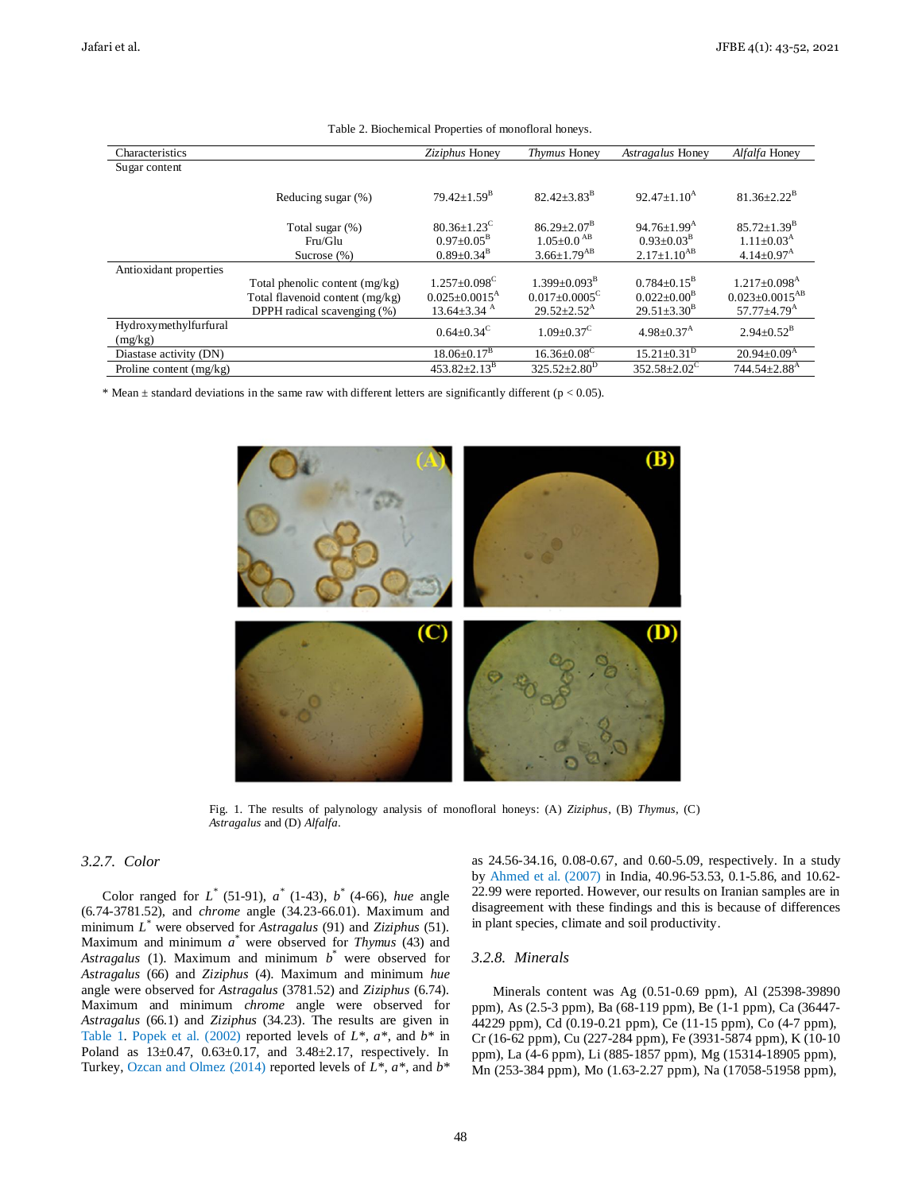Table 2. Biochemical Properties of monofloral honeys.

| Characteristics | | *Ziziphus* Honey | *Thymus* Honey | *Astragalus* Honey | *Alfalfa* Honey |
|---|---|---|---|---|---|
| Sugar content | | | | | |
| | Reducing sugar (%) | 79.42±1.59$^{B}$ | 82.42±3.83$^{B}$ | 92.47±1.10$^{A}$ | 81.36±2.22$^{B}$ |
| | Total sugar (%) | 80.36±1.23$^{C}$ | 86.29±2.07$^{B}$ | 94.76±1.99$^{A}$ | 85.72±1.39$^{B}$ |
| | Fru/Glu | 0.97±0.05$^{B}$ | 1.05±0.0$^{AB}$ | 0.93±0.03$^{B}$ | 1.11±0.03$^{A}$ |
| | Sucrose (%) | 0.89±0.34$^{B}$ | 3.66±1.79$^{AB}$ | 2.17±1.10$^{AB}$ | 4.14±0.97$^{A}$ |
| Antioxidant properties | | | | | |
| | Total phenolic content (mg/kg) | 1.257±0.098$^{C}$ | 1.399±0.093$^{B}$ | 0.784±0.15$^{B}$ | 1.217±0.098$^{A}$ |
| | Total flavenoid content (mg/kg) | 0.025±0.0015$^{A}$ | 0.017±0.0005$^{C}$ | 0.022±0.00$^{B}$ | 0.023±0.0015$^{AB}$ |
| | DPPH radical scavenging (%) | 13.64±3.34$^{A}$ | 29.52±2.52$^{A}$ | 29.51±3.30$^{B}$ | 57.77±4.79$^{A}$ |
| Hydroxymethylfurfural (mg/kg) | | 0.64±0.34$^{C}$ | 1.09±0.37$^{C}$ | 4.98±0.37$^{A}$ | 2.94±0.52$^{B}$ |
| Diastase activity (DN) | | 18.06±0.17$^{B}$ | 16.36±0.08$^{C}$ | 15.21±0.31$^{D}$ | 20.94±0.09$^{A}$ |
| Proline content (mg/kg) | | 453.82±2.13$^{B}$ | 325.52±2.80$^{D}$ | 352.58±2.02$^{C}$ | 744.54±2.88$^{A}$ |

\* Mean ± standard deviations in the same raw with different letters are significantly different ($p < 0.05$).

Fig. 1. The results of palynology analysis of monofloral honeys: (A) *Ziziphus*, (B) *Thymus*, (C) *Astragalus* and (D) *Alfalfa*.

### 3.2.7. Color

Color ranged for $L^*$ (51-91), $a^*$ (1-43), $b^*$ (4-66), *hue* angle (6.74-3781.52), and *chrome* angle (34.23-66.01). Maximum and minimum $L^*$ were observed for *Astragalus* (91) and *Ziziphus* (51). Maximum and minimum $a^*$ were observed for *Thymus* (43) and *Astragalus* (1). Maximum and minimum $b^*$ were observed for *Astragalus* (66) and *Ziziphus* (4). Maximum and minimum *hue* angle were observed for *Astragalus* (3781.52) and *Ziziphus* (6.74). Maximum and minimum *chrome* angle were observed for *Astragalus* (66.1) and *Ziziphus* (34.23). The results are given in Table 1. Popek et al. (2002) reported levels of $L^*$, $a^*$, and $b^*$ in Poland as 13±0.47, 0.63±0.17, and 3.48±2.17, respectively. In Turkey, Ozcan and Olmez (2014) reported levels of $L^*$, $a^*$, and $b^*$ as 24.56-34.16, 0.08-0.67, and 0.60-5.09, respectively. In a study by Ahmed et al. (2007) in India, 40.96-53.53, 0.1-5.86, and 10.62-22.99 were reported. However, our results on Iranian samples are in disagreement with these findings and this is because of differences in plant species, climate and soil productivity.

### 3.2.8. Minerals

Minerals content was Ag (0.51-0.69 ppm), Al (25398-39890 ppm), As (2.5-3 ppm), Ba (68-119 ppm), Be (1-1 ppm), Ca (36447-44229 ppm), Cd (0.19-0.21 ppm), Ce (11-15 ppm), Co (4-7 ppm), Cr (16-62 ppm), Cu (227-284 ppm), Fe (3931-5874 ppm), K (10-10 ppm), La (4-6 ppm), Li (885-1857 ppm), Mg (15314-18905 ppm), Mn (253-384 ppm), Mo (1.63-2.27 ppm), Na (17058-51958 ppm),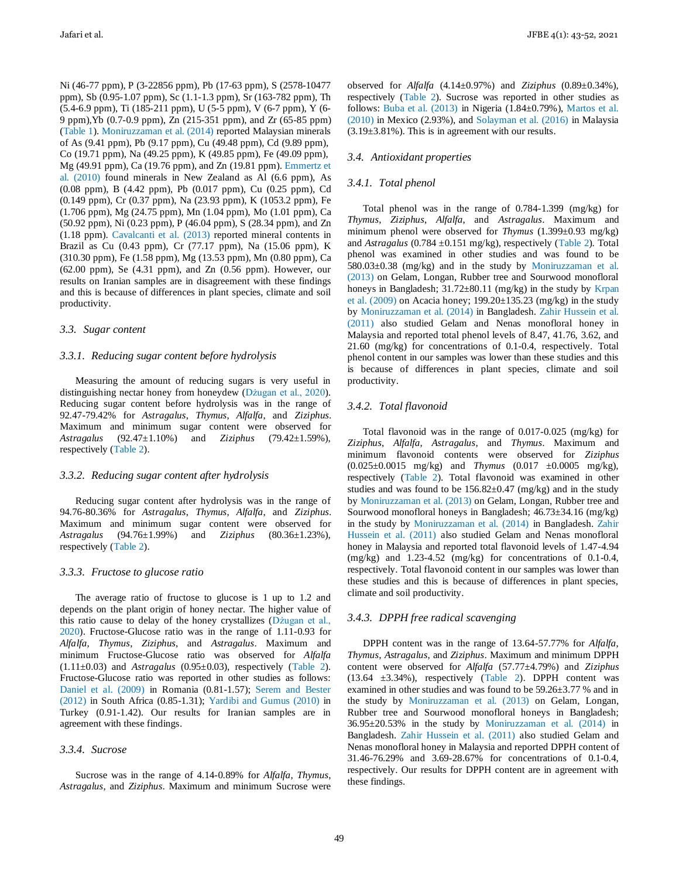Ni (46-77 ppm), P (3-22856 ppm), Pb (17-63 ppm), S (2578-10477 ppm), Sb (0.95-1.07 ppm), Sc (1.1-1.3 ppm), Sr (163-782 ppm), Th (5.4-6.9 ppm), Ti (185-211 ppm), U (5-5 ppm), V (6-7 ppm), Y (6-9 ppm),Yb (0.7-0.9 ppm), Zn (215-351 ppm), and Zr (65-85 ppm) (Table 1). Moniruzzaman et al. (2014) reported Malaysian minerals of As (9.41 ppm), Pb (9.17 ppm), Cu (49.48 ppm), Cd (9.89 ppm), Co (19.71 ppm), Na (49.25 ppm), K (49.85 ppm), Fe (49.09 ppm), Mg (49.91 ppm), Ca (19.76 ppm), and Zn (19.81 ppm). Emmertz et al. (2010) found minerals in New Zealand as Al (6.6 ppm), As (0.08 ppm), B (4.42 ppm), Pb (0.017 ppm), Cu (0.25 ppm), Cd (0.149 ppm), Cr (0.37 ppm), Na (23.93 ppm), K (1053.2 ppm), Fe (1.706 ppm), Mg (24.75 ppm), Mn (1.04 ppm), Mo (1.01 ppm), Ca (50.92 ppm), Ni (0.23 ppm), P (46.04 ppm), S (28.34 ppm), and Zn (1.18 ppm). Cavalcanti et al. (2013) reported mineral contents in Brazil as Cu (0.43 ppm), Cr (77.17 ppm), Na (15.06 ppm), K (310.30 ppm), Fe (1.58 ppm), Mg (13.53 ppm), Mn (0.80 ppm), Ca (62.00 ppm), Se (4.31 ppm), and Zn (0.56 ppm). However, our results on Iranian samples are in disagreement with these findings and this is because of differences in plant species, climate and soil productivity.

### *3.3. Sugar content*

#### *3.3.1. Reducing sugar content before hydrolysis*

Measuring the amount of reducing sugars is very useful in distinguishing nectar honey from honeydew (Dżugan et al., 2020). Reducing sugar content before hydrolysis was in the range of 92.47-79.42% for *Astragalus*, *Thymus*, *Alfalfa*, and *Ziziphus*. Maximum and minimum sugar content were observed for *Astragalus* (92.47±1.10%) and *Ziziphus* (79.42±1.59%), respectively (Table 2).

#### *3.3.2. Reducing sugar content after hydrolysis*

Reducing sugar content after hydrolysis was in the range of 94.76-80.36% for *Astragalus*, *Thymus*, *Alfalfa*, and *Ziziphus*. Maximum and minimum sugar content were observed for *Astragalus* (94.76±1.99%) and *Ziziphus* (80.36±1.23%), respectively (Table 2).

#### *3.3.3. Fructose to glucose ratio*

The average ratio of fructose to glucose is 1 up to 1.2 and depends on the plant origin of honey nectar. The higher value of this ratio cause to delay of the honey crystallizes (Dżugan et al., 2020). Fructose-Glucose ratio was in the range of 1.11-0.93 for *Alfalfa*, *Thymus*, *Ziziphus*, and *Astragalus*. Maximum and minimum Fructose-Glucose ratio was observed for *Alfalfa* (1.11±0.03) and *Astragalus* (0.95±0.03), respectively (Table 2). Fructose-Glucose ratio was reported in other studies as follows: Daniel et al. (2009) in Romania (0.81-1.57); Serem and Bester (2012) in South Africa (0.85-1.31); Yardibi and Gumus (2010) in Turkey (0.91-1.42). Our results for Iranian samples are in agreement with these findings.

#### *3.3.4. Sucrose*

Sucrose was in the range of 4.14-0.89% for *Alfalfa*, *Thymus*, *Astragalus*, and *Ziziphus*. Maximum and minimum Sucrose were observed for *Alfalfa* (4.14±0.97%) and *Ziziphus* (0.89±0.34%), respectively (Table 2). Sucrose was reported in other studies as follows: Buba et al. (2013) in Nigeria (1.84±0.79%), Martos et al. (2010) in Mexico (2.93%), and Solayman et al. (2016) in Malaysia (3.19±3.81%). This is in agreement with our results.

### *3.4. Antioxidant properties*

#### *3.4.1. Total phenol*

Total phenol was in the range of 0.784-1.399 (mg/kg) for *Thymus*, *Ziziphus*, *Alfalfa*, and *Astragalus*. Maximum and minimum phenol were observed for *Thymus* (1.399±0.93 mg/kg) and *Astragalus* (0.784 ±0.151 mg/kg), respectively (Table 2). Total phenol was examined in other studies and was found to be 580.03±0.38 (mg/kg) and in the study by Moniruzzaman et al. (2013) on Gelam, Longan, Rubber tree and Sourwood monofloral honeys in Bangladesh; 31.72±80.11 (mg/kg) in the study by Krpan et al. (2009) on Acacia honey; 199.20±135.23 (mg/kg) in the study by Moniruzzaman et al. (2014) in Bangladesh. Zahir Hussein et al. (2011) also studied Gelam and Nenas monofloral honey in Malaysia and reported total phenol levels of 8.47, 41.76, 3.62, and 21.60 (mg/kg) for concentrations of 0.1-0.4, respectively. Total phenol content in our samples was lower than these studies and this is because of differences in plant species, climate and soil productivity.

#### *3.4.2. Total flavonoid*

Total flavonoid was in the range of 0.017-0.025 (mg/kg) for *Ziziphus*, *Alfalfa*, *Astragalus*, and *Thymus*. Maximum and minimum flavonoid contents were observed for *Ziziphus* (0.025±0.0015 mg/kg) and *Thymus* (0.017 ±0.0005 mg/kg), respectively (Table 2). Total flavonoid was examined in other studies and was found to be 156.82±0.47 (mg/kg) and in the study by Moniruzzaman et al. (2013) on Gelam, Longan, Rubber tree and Sourwood monofloral honeys in Bangladesh; 46.73±34.16 (mg/kg) in the study by Moniruzzaman et al. (2014) in Bangladesh. Zahir Hussein et al. (2011) also studied Gelam and Nenas monofloral honey in Malaysia and reported total flavonoid levels of 1.47-4.94 (mg/kg) and 1.23-4.52 (mg/kg) for concentrations of 0.1-0.4, respectively. Total flavonoid content in our samples was lower than these studies and this is because of differences in plant species, climate and soil productivity.

#### *3.4.3. DPPH free radical scavenging*

DPPH content was in the range of 13.64-57.77% for *Alfalfa*, *Thymus*, *Astragalus*, and *Ziziphus*. Maximum and minimum DPPH content were observed for *Alfalfa* (57.77±4.79%) and *Ziziphus* (13.64 ±3.34%), respectively (Table 2). DPPH content was examined in other studies and was found to be 59.26±3.77 % and in the study by Moniruzzaman et al. (2013) on Gelam, Longan, Rubber tree and Sourwood monofloral honeys in Bangladesh; 36.95±20.53% in the study by Moniruzzaman et al. (2014) in Bangladesh. Zahir Hussein et al. (2011) also studied Gelam and Nenas monofloral honey in Malaysia and reported DPPH content of 31.46-76.29% and 3.69-28.67% for concentrations of 0.1-0.4, respectively. Our results for DPPH content are in agreement with these findings.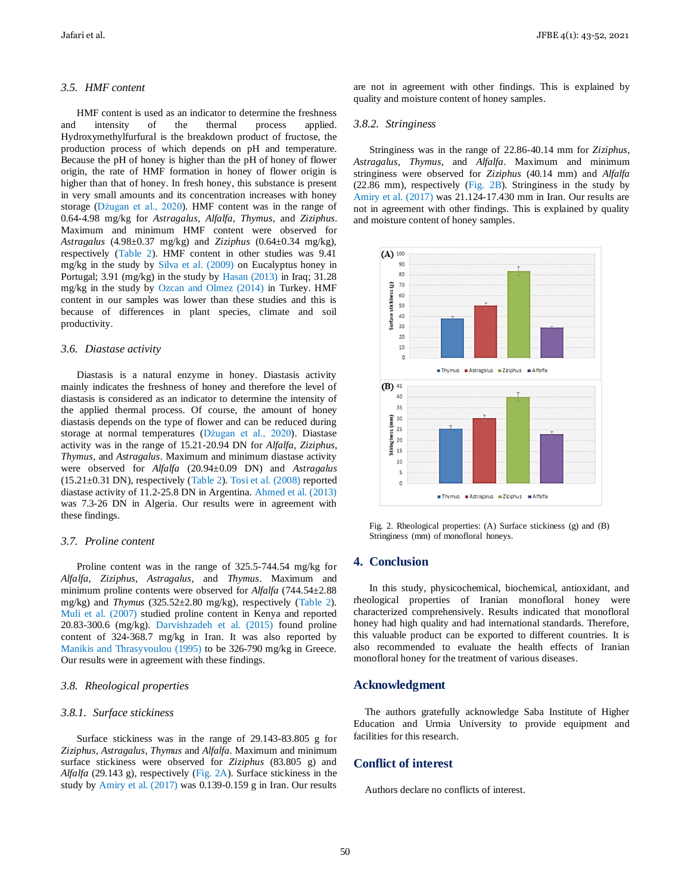### 3.5. HMF content

HMF content is used as an indicator to determine the freshness and intensity of the thermal process applied. Hydroxymethylfurfural is the breakdown product of fructose, the production process of which depends on pH and temperature. Because the pH of honey is higher than the pH of honey of flower origin, the rate of HMF formation in honey of flower origin is higher than that of honey. In fresh honey, this substance is present in very small amounts and its concentration increases with honey storage (Dżugan et al., 2020). HMF content was in the range of 0.64-4.98 mg/kg for *Astragalus*, *Alfalfa*, *Thymus*, and *Ziziphus*. Maximum and minimum HMF content were observed for *Astragalus* (4.98±0.37 mg/kg) and *Ziziphus* (0.64±0.34 mg/kg), respectively (Table 2). HMF content in other studies was 9.41 mg/kg in the study by Silva et al. (2009) on Eucalyptus honey in Portugal; 3.91 (mg/kg) in the study by Hasan (2013) in Iraq; 31.28 mg/kg in the study by Ozcan and Olmez (2014) in Turkey. HMF content in our samples was lower than these studies and this is because of differences in plant species, climate and soil productivity.

### 3.6. Diastase activity

Diastasis is a natural enzyme in honey. Diastasis activity mainly indicates the freshness of honey and therefore the level of diastasis is considered as an indicator to determine the intensity of the applied thermal process. Of course, the amount of honey diastasis depends on the type of flower and can be reduced during storage at normal temperatures (Dżugan et al., 2020). Diastase activity was in the range of 15.21-20.94 DN for *Alfalfa*, *Ziziphus*, *Thymus*, and *Astragalus*. Maximum and minimum diastase activity were observed for *Alfalfa* (20.94±0.09 DN) and *Astragalus* (15.21±0.31 DN), respectively (Table 2). Tosi et al. (2008) reported diastase activity of 11.2-25.8 DN in Argentina. Ahmed et al. (2013) was 7.3-26 DN in Algeria. Our results were in agreement with these findings.

### 3.7. Proline content

Proline content was in the range of 325.5-744.54 mg/kg for *Alfalfa*, *Ziziphus*, *Astragalus*, and *Thymus*. Maximum and minimum proline contents were observed for *Alfalfa* (744.54±2.88 mg/kg) and *Thymus* (325.52±2.80 mg/kg), respectively (Table 2). Muli et al. (2007) studied proline content in Kenya and reported 20.83-300.6 (mg/kg). Darvishzadeh et al. (2015) found proline content of 324-368.7 mg/kg in Iran. It was also reported by Manikis and Thrasyvoulou (1995) to be 326-790 mg/kg in Greece. Our results were in agreement with these findings.

### 3.8. Rheological properties

#### 3.8.1. Surface stickiness

Surface stickiness was in the range of 29.143-83.805 g for *Ziziphus*, *Astragalus*, *Thymus* and *Alfalfa*. Maximum and minimum surface stickiness were observed for *Ziziphus* (83.805 g) and *Alfalfa* (29.143 g), respectively (Fig. 2A). Surface stickiness in the study by Amiry et al. (2017) was 0.139-0.159 g in Iran. Our results are not in agreement with other findings. This is explained by quality and moisture content of honey samples.

#### 3.8.2. Stringiness

Stringiness was in the range of 22.86-40.14 mm for *Ziziphus*, *Astragalus*, *Thymus*, and *Alfalfa*. Maximum and minimum stringiness were observed for *Ziziphus* (40.14 mm) and *Alfalfa* (22.86 mm), respectively (Fig. 2B). Stringiness in the study by Amiry et al. (2017) was 21.124-17.430 mm in Iran. Our results are not in agreement with other findings. This is explained by quality and moisture content of honey samples.

Fig. 2. Rheological properties: (A) Surface stickiness (g) and (B) Stringiness (mm) of monofloral honeys.

## 4. Conclusion

In this study, physicochemical, biochemical, antioxidant, and rheological properties of Iranian monofloral honey were characterized comprehensively. Results indicated that monofloral honey had high quality and had international standards. Therefore, this valuable product can be exported to different countries. It is also recommended to evaluate the health effects of Iranian monofloral honey for the treatment of various diseases.

## Acknowledgment

The authors gratefully acknowledge Saba Institute of Higher Education and Urmia University to provide equipment and facilities for this research.

## Conflict of interest

Authors declare no conflicts of interest.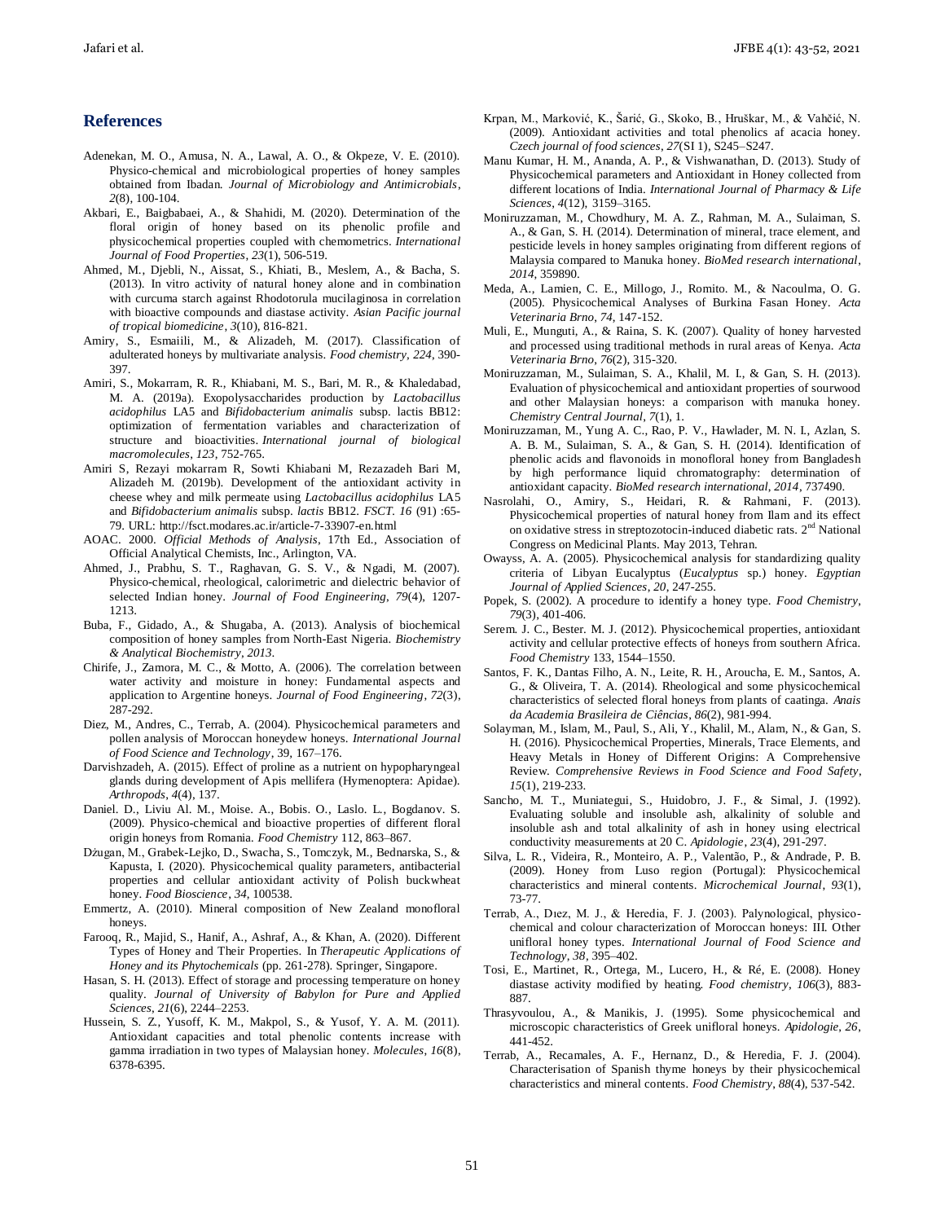## References

Adenekan, M. O., Amusa, N. A., Lawal, A. O., & Okpeze, V. E. (2010). Physico-chemical and microbiological properties of honey samples obtained from Ibadan. *Journal of Microbiology and Antimicrobials*, *2*(8), 100-104.

Akbari, E., Baigbabaei, A., & Shahidi, M. (2020). Determination of the floral origin of honey based on its phenolic profile and physicochemical properties coupled with chemometrics. *International Journal of Food Properties*, *23*(1), 506-519.

Ahmed, M., Djebli, N., Aissat, S., Khiati, B., Meslem, A., & Bacha, S. (2013). In vitro activity of natural honey alone and in combination with curcuma starch against Rhodotorula mucilaginosa in correlation with bioactive compounds and diastase activity. *Asian Pacific journal of tropical biomedicine*, *3*(10), 816-821.

Amiry, S., Esmaiili, M., & Alizadeh, M. (2017). Classification of adulterated honeys by multivariate analysis. *Food chemistry*, *224*, 390-397.

Amiri, S., Mokarram, R. R., Khiabani, M. S., Bari, M. R., & Khaledabad, M. A. (2019a). Exopolysaccharides production by *Lactobacillus acidophilus* LA5 and *Bifidobacterium animalis* subsp. lactis BB12: optimization of fermentation variables and characterization of structure and bioactivities. *International journal of biological macromolecules*, *123*, 752-765.

Amiri S, Rezayi mokarram R, Sowti Khiabani M, Rezazadeh Bari M, Alizadeh M. (2019b). Development of the antioxidant activity in cheese whey and milk permeate using *Lactobacillus acidophilus* LA5 and *Bifidobacterium animalis* subsp. *lactis* BB12. *FSCT. 16* (91) :65-79. URL: http://fsct.modares.ac.ir/article-7-33907-en.html

AOAC. 2000. *Official Methods of Analysis*, 17th Ed., Association of Official Analytical Chemists, Inc., Arlington, VA.

Ahmed, J., Prabhu, S. T., Raghavan, G. S. V., & Ngadi, M. (2007). Physico-chemical, rheological, calorimetric and dielectric behavior of selected Indian honey. *Journal of Food Engineering*, *79*(4), 1207-1213.

Buba, F., Gidado, A., & Shugaba, A. (2013). Analysis of biochemical composition of honey samples from North-East Nigeria. *Biochemistry & Analytical Biochemistry*, *2013*.

Chirife, J., Zamora, M. C., & Motto, A. (2006). The correlation between water activity and moisture in honey: Fundamental aspects and application to Argentine honeys. *Journal of Food Engineering*, *72*(3), 287-292.

Diez, M., Andres, C., Terrab, A. (2004). Physicochemical parameters and pollen analysis of Moroccan honeydew honeys. *International Journal of Food Science and Technology*, 39, 167–176.

Darvishzadeh, A. (2015). Effect of proline as a nutrient on hypopharyngeal glands during development of Apis mellifera (Hymenoptera: Apidae). *Arthropods*, *4*(4), 137.

Daniel. D., Liviu Al. M., Moise. A., Bobis. O., Laslo. L., Bogdanov. S. (2009). Physico-chemical and bioactive properties of different floral origin honeys from Romania. *Food Chemistry* 112, 863–867.

Dżugan, M., Grabek-Lejko, D., Swacha, S., Tomczyk, M., Bednarska, S., & Kapusta, I. (2020). Physicochemical quality parameters, antibacterial properties and cellular antioxidant activity of Polish buckwheat honey. *Food Bioscience*, *34*, 100538.

Emmertz, A. (2010). Mineral composition of New Zealand monofloral honeys.

Farooq, R., Majid, S., Hanif, A., Ashraf, A., & Khan, A. (2020). Different Types of Honey and Their Properties. In *Therapeutic Applications of Honey and its Phytochemicals* (pp. 261-278). Springer, Singapore.

Hasan, S. H. (2013). Effect of storage and processing temperature on honey quality. *Journal of University of Babylon for Pure and Applied Sciences*, *21*(6), 2244–2253.

Hussein, S. Z., Yusoff, K. M., Makpol, S., & Yusof, Y. A. M. (2011). Antioxidant capacities and total phenolic contents increase with gamma irradiation in two types of Malaysian honey. *Molecules*, *16*(8), 6378-6395.

Krpan, M., Marković, K., Šarić, G., Skoko, B., Hruškar, M., & Vahčić, N. (2009). Antioxidant activities and total phenolics af acacia honey. *Czech journal of food sciences*, *27*(SI 1), S245–S247.

Manu Kumar, H. M., Ananda, A. P., & Vishwanathan, D. (2013). Study of Physicochemical parameters and Antioxidant in Honey collected from different locations of India. *International Journal of Pharmacy & Life Sciences*, *4*(12), 3159–3165.

Moniruzzaman, M., Chowdhury, M. A. Z., Rahman, M. A., Sulaiman, S. A., & Gan, S. H. (2014). Determination of mineral, trace element, and pesticide levels in honey samples originating from different regions of Malaysia compared to Manuka honey. *BioMed research international*, *2014*, 359890.

Meda, A., Lamien, C. E., Millogo, J., Romito. M., & Nacoulma, O. G. (2005). Physicochemical Analyses of Burkina Fasan Honey. *Acta Veterinaria Brno*, *74*, 147-152.

Muli, E., Munguti, A., & Raina, S. K. (2007). Quality of honey harvested and processed using traditional methods in rural areas of Kenya. *Acta Veterinaria Brno*, *76*(2), 315-320.

Moniruzzaman, M., Sulaiman, S. A., Khalil, M. I., & Gan, S. H. (2013). Evaluation of physicochemical and antioxidant properties of sourwood and other Malaysian honeys: a comparison with manuka honey. *Chemistry Central Journal*, *7*(1), 1.

Moniruzzaman, M., Yung A. C., Rao, P. V., Hawlader, M. N. I., Azlan, S. A. B. M., Sulaiman, S. A., & Gan, S. H. (2014). Identification of phenolic acids and flavonoids in monofloral honey from Bangladesh by high performance liquid chromatography: determination of antioxidant capacity. *BioMed research international*, *2014*, 737490.

Nasrolahi, O., Amiry, S., Heidari, R. & Rahmani, F. (2013). Physicochemical properties of natural honey from Ilam and its effect on oxidative stress in streptozotocin-induced diabetic rats. 2nd National Congress on Medicinal Plants. May 2013, Tehran.

Owayss, A. A. (2005). Physicochemical analysis for standardizing quality criteria of Libyan Eucalyptus (*Eucalyptus* sp.) honey. *Egyptian Journal of Applied Sciences*, *20*, 247-255.

Popek, S. (2002). A procedure to identify a honey type. *Food Chemistry*, *79*(3), 401-406.

Serem. J. C., Bester. M. J. (2012). Physicochemical properties, antioxidant activity and cellular protective effects of honeys from southern Africa. *Food Chemistry* 133, 1544–1550.

Santos, F. K., Dantas Filho, A. N., Leite, R. H., Aroucha, E. M., Santos, A. G., & Oliveira, T. A. (2014). Rheological and some physicochemical characteristics of selected floral honeys from plants of caatinga. *Anais da Academia Brasileira de Ciências*, *86*(2), 981-994.

Solayman, M., Islam, M., Paul, S., Ali, Y., Khalil, M., Alam, N., & Gan, S. H. (2016). Physicochemical Properties, Minerals, Trace Elements, and Heavy Metals in Honey of Different Origins: A Comprehensive Review. *Comprehensive Reviews in Food Science and Food Safety*, *15*(1), 219-233.

Sancho, M. T., Muniategui, S., Huidobro, J. F., & Simal, J. (1992). Evaluating soluble and insoluble ash, alkalinity of soluble and insoluble ash and total alkalinity of ash in honey using electrical conductivity measurements at 20 C. *Apidologie*, *23*(4), 291-297.

Silva, L. R., Videira, R., Monteiro, A. P., Valentão, P., & Andrade, P. B. (2009). Honey from Luso region (Portugal): Physicochemical characteristics and mineral contents. *Microchemical Journal*, *93*(1), 73-77.

Terrab, A., Dıez, M. J., & Heredia, F. J. (2003). Palynological, physico-chemical and colour characterization of Moroccan honeys: III. Other unifloral honey types. *International Journal of Food Science and Technology*, *38*, 395–402.

Tosi, E., Martinet, R., Ortega, M., Lucero, H., & Ré, E. (2008). Honey diastase activity modified by heating. *Food chemistry*, *106*(3), 883-887.

Thrasyvoulou, A., & Manikis, J. (1995). Some physicochemical and microscopic characteristics of Greek unifloral honeys. *Apidologie*, *26*, 441-452.

Terrab, A., Recamales, A. F., Hernanz, D., & Heredia, F. J. (2004). Characterisation of Spanish thyme honeys by their physicochemical characteristics and mineral contents. *Food Chemistry*, *88*(4), 537-542.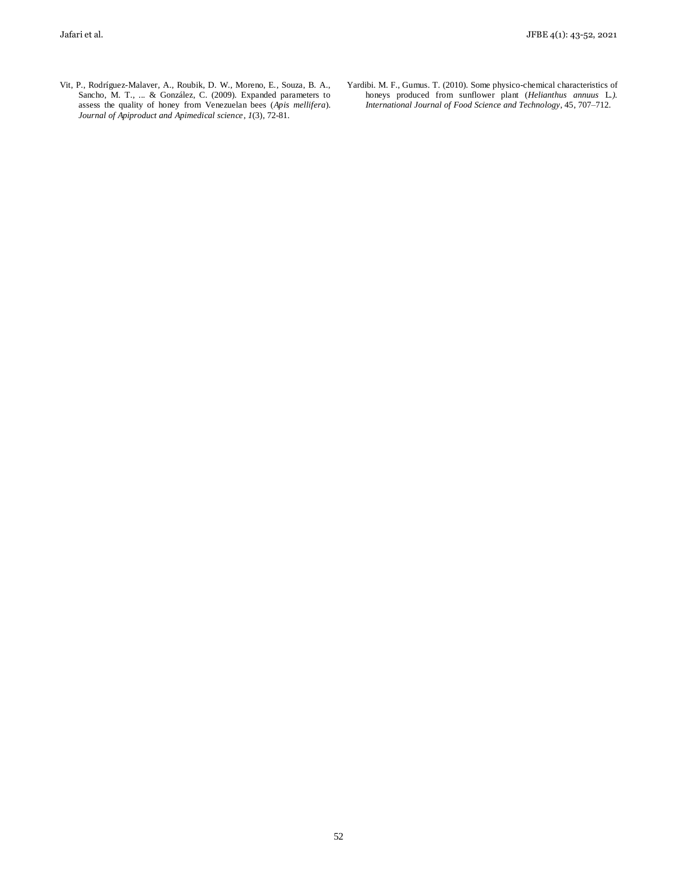Vit, P., Rodríguez-Malaver, A., Roubik, D. W., Moreno, E., Souza, B. A., Sancho, M. T., ... & González, C. (2009). Expanded parameters to assess the quality of honey from Venezuelan bees (*Apis mellifera*). *Journal of Apiproduct and Apimedical science*, *1*(3), 72-81.

Yardibi. M. F., Gumus. T. (2010). Some physico-chemical characteristics of honeys produced from sunflower plant (*Helianthus annuus* L*.). International Journal of Food Science and Technology*, 45, 707–712.